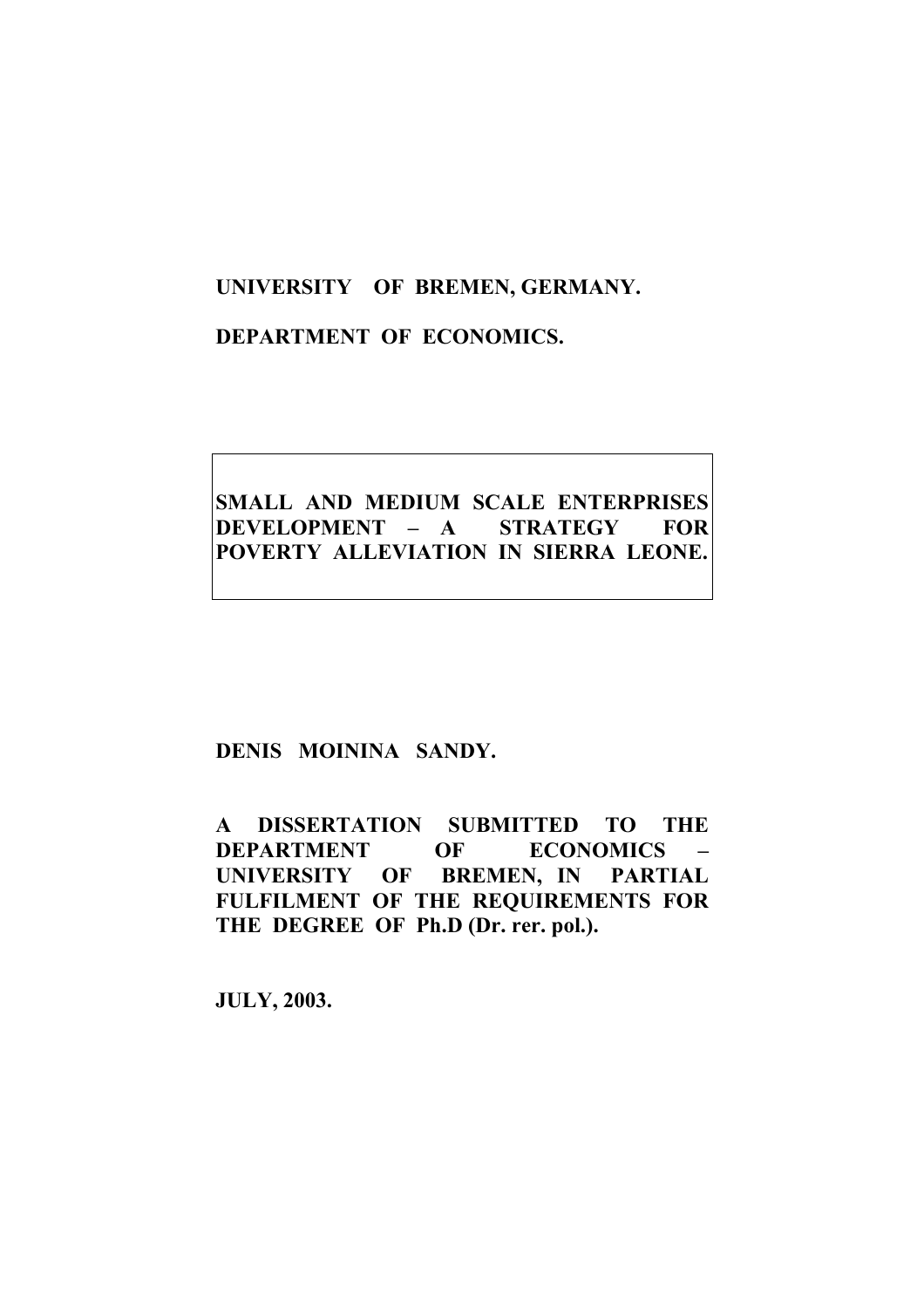**UNIVERSITY OF BREMEN, GERMANY.**

**DEPARTMENT OF ECONOMICS.**

# SMALL AND MEDIUM SCALE ENTERPRISES DEVELOPMENT – A STRATEGY FOR POVERTY ALLEVIATION IN SIERRA LEONE.

**DENIS MOININA SANDY.**

**A DISSERTATION SUBMITTED TO THE DEPARTMENT OF ECONOMICS – UNIVERSITY OF BREMEN, IN PARTIAL FULFILMENT OF THE REQUIREMENTS FOR THE DEGREE OF Ph.D (Dr. rer. pol.).**

**JULY, 2003.**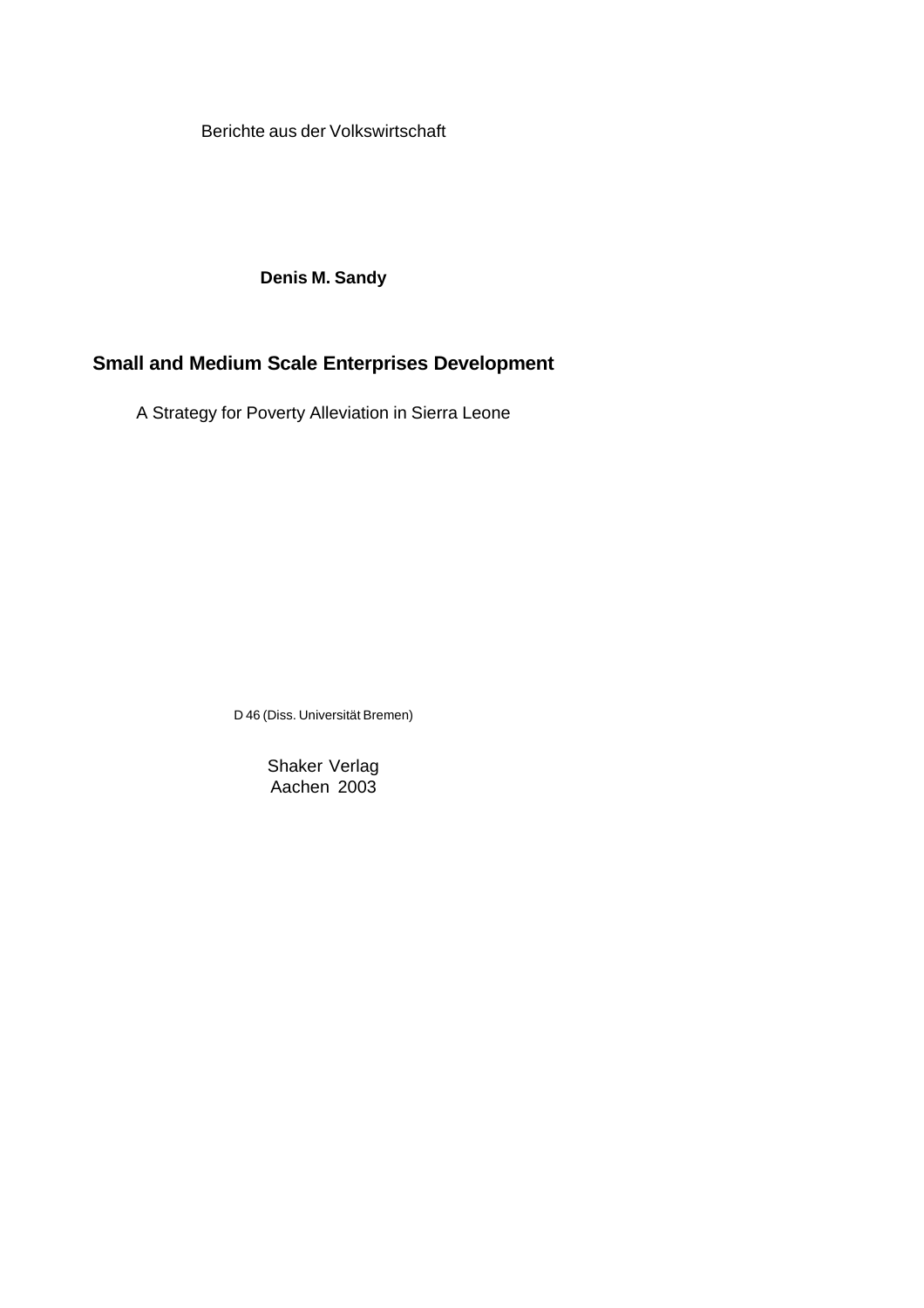Berichte aus der Volkswirtschaft

**Denis M. Sandy**

# Small and Medium Scale Enterprises Development

A Strategy for Poverty Alleviation in Sierra Leone

D 46 (Diss. Universität Bremen)

Shaker Verlag
Aachen 2003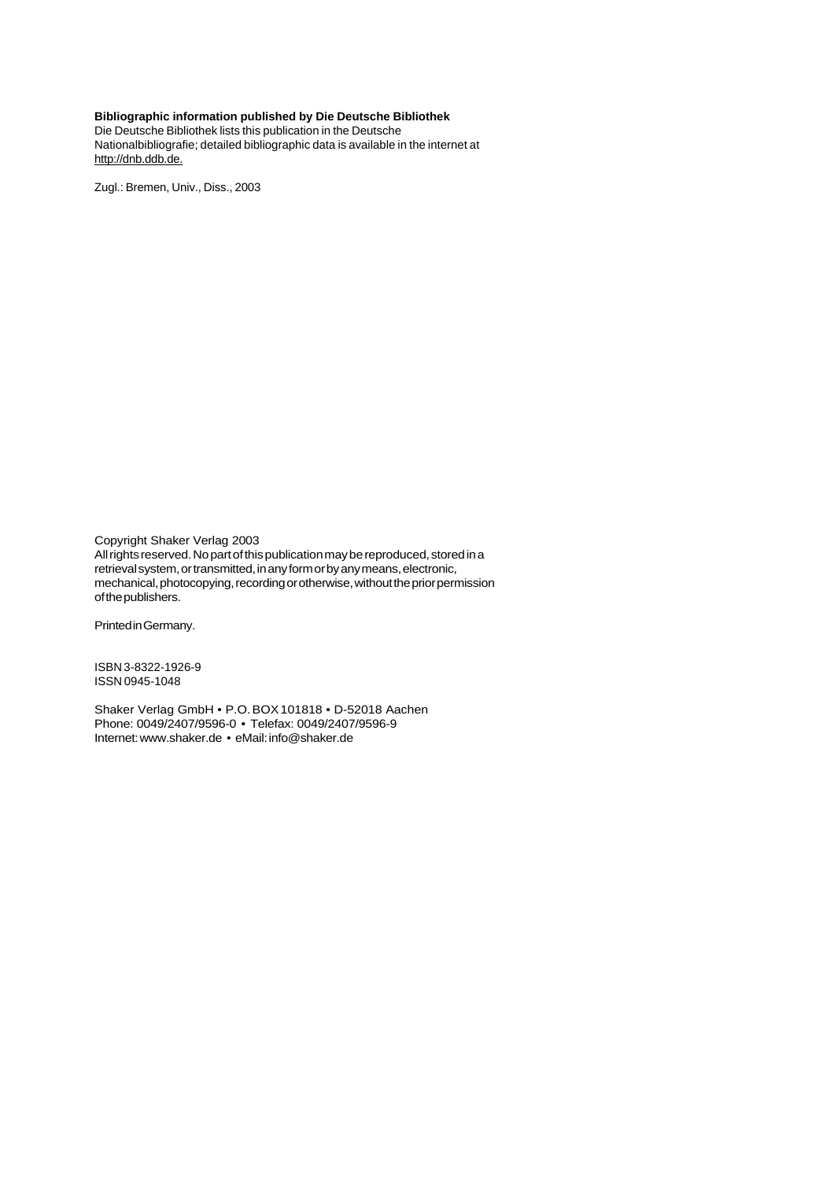**Bibliographic information published by Die Deutsche Bibliothek**
Die Deutsche Bibliothek lists this publication in the Deutsche Nationalbibliografie; detailed bibliographic data is available in the internet at http://dnb.ddb.de.

Zugl.: Bremen, Univ., Diss., 2003

Copyright Shaker Verlag 2003
All rights reserved. No part of this publication may be reproduced, stored in a retrieval system, or transmitted, in any form or by any means, electronic, mechanical, photocopying, recording or otherwise, without the prior permission of the publishers.

Printed in Germany.

ISBN 3-8322-1926-9
ISSN 0945-1048

Shaker Verlag GmbH • P.O. BOX 101818 • D-52018 Aachen
Phone: 0049/2407/9596-0 • Telefax: 0049/2407/9596-9
Internet: www.shaker.de • eMail: info@shaker.de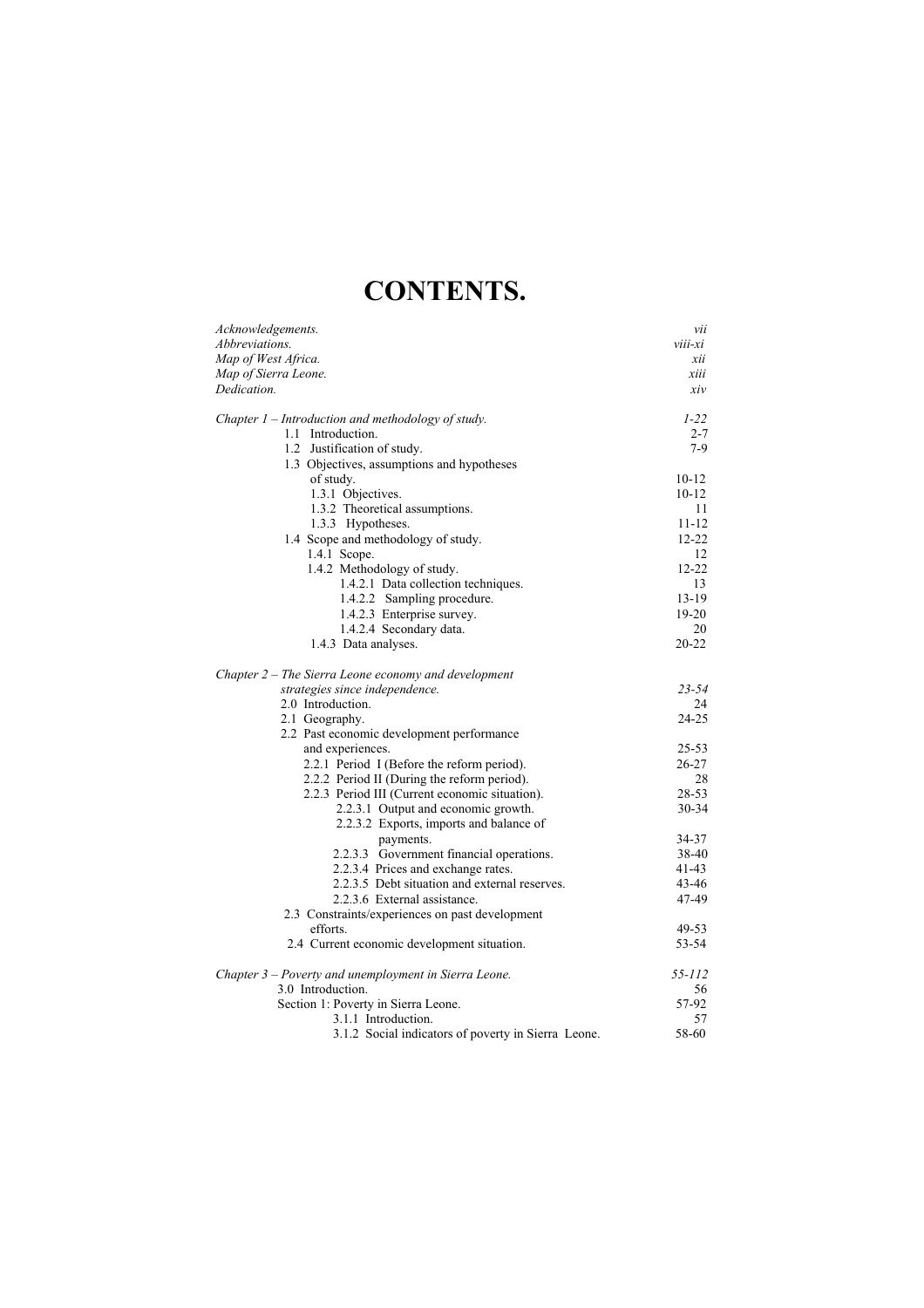# CONTENTS.

| | |
|---|---|
| *Acknowledgements.* | *vii* |
| *Abbreviations.* | *viii-xi* |
| *Map of West Africa.* | *xii* |
| *Map of Sierra Leone.* | *xiii* |
| *Dedication.* | *xiv* |
| | |
| *Chapter 1 – Introduction and methodology of study.* | *1-22* |
| 1.1 Introduction. | 2-7 |
| 1.2 Justification of study. | 7-9 |
| 1.3 Objectives, assumptions and hypotheses of study. | 10-12 |
| 1.3.1 Objectives. | 10-12 |
| 1.3.2 Theoretical assumptions. | 11 |
| 1.3.3 Hypotheses. | 11-12 |
| 1.4 Scope and methodology of study. | 12-22 |
| 1.4.1 Scope. | 12 |
| 1.4.2 Methodology of study. | 12-22 |
| 1.4.2.1 Data collection techniques. | 13 |
| 1.4.2.2 Sampling procedure. | 13-19 |
| 1.4.2.3 Enterprise survey. | 19-20 |
| 1.4.2.4 Secondary data. | 20 |
| 1.4.3 Data analyses. | 20-22 |
| | |
| *Chapter 2 – The Sierra Leone economy and development strategies since independence.* | *23-54* |
| 2.0 Introduction. | 24 |
| 2.1 Geography. | 24-25 |
| 2.2 Past economic development performance and experiences. | 25-53 |
| 2.2.1 Period I (Before the reform period). | 26-27 |
| 2.2.2 Period II (During the reform period). | 28 |
| 2.2.3 Period III (Current economic situation). | 28-53 |
| 2.2.3.1 Output and economic growth. | 30-34 |
| 2.2.3.2 Exports, imports and balance of payments. | 34-37 |
| 2.2.3.3 Government financial operations. | 38-40 |
| 2.2.3.4 Prices and exchange rates. | 41-43 |
| 2.2.3.5 Debt situation and external reserves. | 43-46 |
| 2.2.3.6 External assistance. | 47-49 |
| 2.3 Constraints/experiences on past development efforts. | 49-53 |
| 2.4 Current economic development situation. | 53-54 |
| | |
| *Chapter 3 – Poverty and unemployment in Sierra Leone.* | *55-112* |
| 3.0 Introduction. | 56 |
| Section 1: Poverty in Sierra Leone. | 57-92 |
| 3.1.1 Introduction. | 57 |
| 3.1.2 Social indicators of poverty in Sierra Leone. | 58-60 |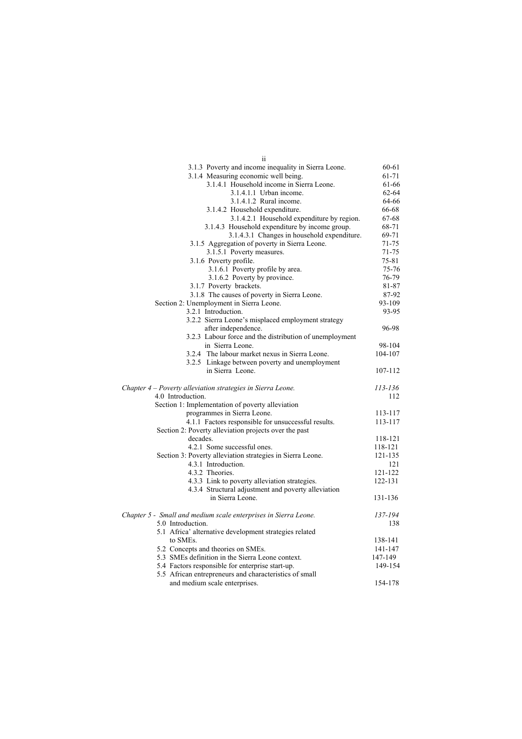| | |
|---|---|
| 3.1.3 Poverty and income inequality in Sierra Leone. | 60-61 |
| 3.1.4 Measuring economic well being. | 61-71 |
| 3.1.4.1 Household income in Sierra Leone. | 61-66 |
| 3.1.4.1.1 Urban income. | 62-64 |
| 3.1.4.1.2 Rural income. | 64-66 |
| 3.1.4.2 Household expenditure. | 66-68 |
| 3.1.4.2.1 Household expenditure by region. | 67-68 |
| 3.1.4.3 Household expenditure by income group. | 68-71 |
| 3.1.4.3.1 Changes in household expenditure. | 69-71 |
| 3.1.5 Aggregation of poverty in Sierra Leone. | 71-75 |
| 3.1.5.1 Poverty measures. | 71-75 |
| 3.1.6 Poverty profile. | 75-81 |
| 3.1.6.1 Poverty profile by area. | 75-76 |
| 3.1.6.2 Poverty by province. | 76-79 |
| 3.1.7 Poverty brackets. | 81-87 |
| 3.1.8 The causes of poverty in Sierra Leone. | 87-92 |
| Section 2: Unemployment in Sierra Leone. | 93-109 |
| 3.2.1 Introduction. | 93-95 |
| 3.2.2 Sierra Leone's misplaced employment strategy after independence. | 96-98 |
| 3.2.3 Labour force and the distribution of unemployment in Sierra Leone. | 98-104 |
| 3.2.4 The labour market nexus in Sierra Leone. | 104-107 |
| 3.2.5 Linkage between poverty and unemployment in Sierra Leone. | 107-112 |
| *Chapter 4 – Poverty alleviation strategies in Sierra Leone.* | *113-136* |
| 4.0 Introduction. | 112 |
| Section 1: Implementation of poverty alleviation programmes in Sierra Leone. | 113-117 |
| 4.1.1 Factors responsible for unsuccessful results. | 113-117 |
| Section 2: Poverty alleviation projects over the past decades. | 118-121 |
| 4.2.1 Some successful ones. | 118-121 |
| Section 3: Poverty alleviation strategies in Sierra Leone. | 121-135 |
| 4.3.1 Introduction. | 121 |
| 4.3.2 Theories. | 121-122 |
| 4.3.3 Link to poverty alleviation strategies. | 122-131 |
| 4.3.4 Structural adjustment and poverty alleviation in Sierra Leone. | 131-136 |
| *Chapter 5 - Small and medium scale enterprises in Sierra Leone.* | *137-194* |
| 5.0 Introduction. | 138 |
| 5.1 Africa' alternative development strategies related to SMEs. | 138-141 |
| 5.2 Concepts and theories on SMEs. | 141-147 |
| 5.3 SMEs definition in the Sierra Leone context. | 147-149 |
| 5.4 Factors responsible for enterprise start-up. | 149-154 |
| 5.5 African entrepreneurs and characteristics of small and medium scale enterprises. | 154-178 |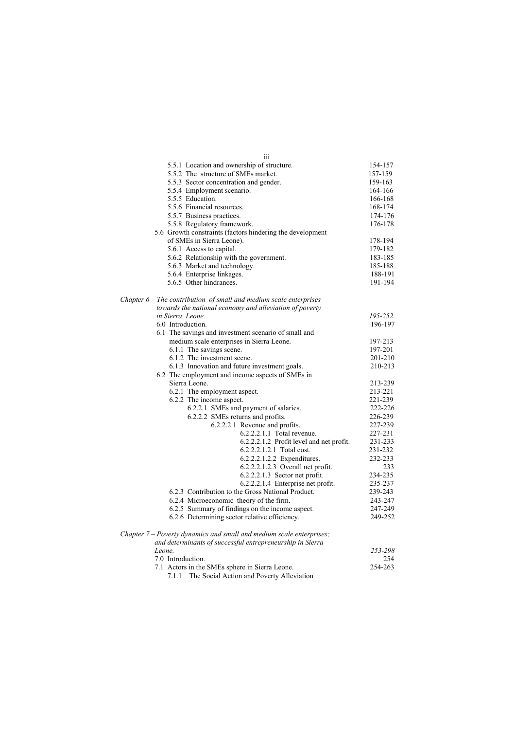5.5.1 Location and ownership of structure. 154-157
5.5.2 The structure of SMEs market. 157-159
5.5.3 Sector concentration and gender. 159-163
5.5.4 Employment scenario. 164-166
5.5.5 Education. 166-168
5.5.6 Financial resources. 168-174
5.5.7 Business practices. 174-176
5.5.8 Regulatory framework. 176-178

5.6 Growth constraints (factors hindering the development of SMEs in Sierra Leone). 178-194
5.6.1 Access to capital. 179-182
5.6.2 Relationship with the government. 183-185
5.6.3 Market and technology. 185-188
5.6.4 Enterprise linkages. 188-191
5.6.5 Other hindrances. 191-194

*Chapter 6 – The contribution of small and medium scale enterprises towards the national economy and alleviation of poverty in Sierra Leone.* *195-252*

6.0 Introduction. 196-197
6.1 The savings and investment scenario of small and medium scale enterprises in Sierra Leone. 197-213
6.1.1 The savings scene. 197-201
6.1.2 The investment scene. 201-210
6.1.3 Innovation and future investment goals. 210-213
6.2 The employment and income aspects of SMEs in Sierra Leone. 213-239
6.2.1 The employment aspect. 213-221
6.2.2 The income aspect. 221-239
6.2.2.1 SMEs and payment of salaries. 222-226
6.2.2.2 SMEs returns and profits. 226-239
6.2.2.2.1 Revenue and profits. 227-239
6.2.2.2.1.1 Total revenue. 227-231
6.2.2.2.1.2 Profit level and net profit. 231-233
6.2.2.2.1.2.1 Total cost. 231-232
6.2.2.2.1.2.2 Expenditures. 232-233
6.2.2.2.1.2.3 Overall net profit. 233
6.2.2.2.1.3 Sector net profit. 234-235
6.2.2.2.1.4 Enterprise net profit. 235-237
6.2.3 Contribution to the Gross National Product. 239-243
6.2.4 Microeconomic theory of the firm. 243-247
6.2.5 Summary of findings on the income aspect. 247-249
6.2.6 Determining sector relative efficiency. 249-252

*Chapter 7 – Poverty dynamics and small and medium scale enterprises; and determinants of successful entrepreneurship in Sierra Leone.* *253-298*

7.0 Introduction. 254
7.1 Actors in the SMEs sphere in Sierra Leone. 254-263
7.1.1 The Social Action and Poverty Alleviation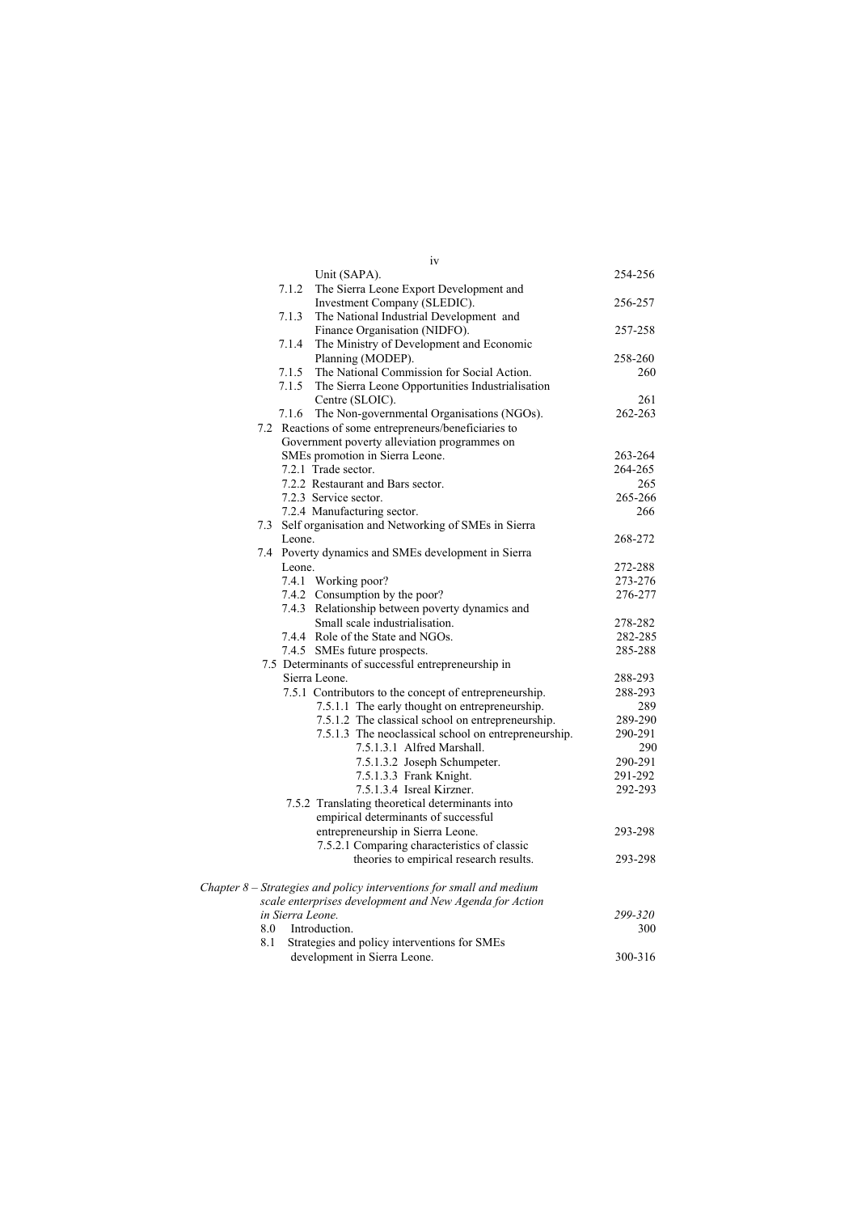| | |
|---|---|
| Unit (SAPA). | 254-256 |
| 7.1.2 The Sierra Leone Export Development and Investment Company (SLEDIC). | 256-257 |
| 7.1.3 The National Industrial Development and Finance Organisation (NIDFO). | 257-258 |
| 7.1.4 The Ministry of Development and Economic Planning (MODEP). | 258-260 |
| 7.1.5 The National Commission for Social Action. | 260 |
| 7.1.5 The Sierra Leone Opportunities Industrialisation Centre (SLOIC). | 261 |
| 7.1.6 The Non-governmental Organisations (NGOs). | 262-263 |
| 7.2 Reactions of some entrepreneurs/beneficiaries to Government poverty alleviation programmes on SMEs promotion in Sierra Leone. | 263-264 |
| 7.2.1 Trade sector. | 264-265 |
| 7.2.2 Restaurant and Bars sector. | 265 |
| 7.2.3 Service sector. | 265-266 |
| 7.2.4 Manufacturing sector. | 266 |
| 7.3 Self organisation and Networking of SMEs in Sierra Leone. | 268-272 |
| 7.4 Poverty dynamics and SMEs development in Sierra Leone. | 272-288 |
| 7.4.1 Working poor? | 273-276 |
| 7.4.2 Consumption by the poor? | 276-277 |
| 7.4.3 Relationship between poverty dynamics and Small scale industrialisation. | 278-282 |
| 7.4.4 Role of the State and NGOs. | 282-285 |
| 7.4.5 SMEs future prospects. | 285-288 |
| 7.5 Determinants of successful entrepreneurship in Sierra Leone. | 288-293 |
| 7.5.1 Contributors to the concept of entrepreneurship. | 288-293 |
| 7.5.1.1 The early thought on entrepreneurship. | 289 |
| 7.5.1.2 The classical school on entrepreneurship. | 289-290 |
| 7.5.1.3 The neoclassical school on entrepreneurship. | 290-291 |
| 7.5.1.3.1 Alfred Marshall. | 290 |
| 7.5.1.3.2 Joseph Schumpeter. | 290-291 |
| 7.5.1.3.3 Frank Knight. | 291-292 |
| 7.5.1.3.4 Isreal Kirzner. | 292-293 |
| 7.5.2 Translating theoretical determinants into empirical determinants of successful entrepreneurship in Sierra Leone. | 293-298 |
| 7.5.2.1 Comparing characteristics of classic theories to empirical research results. | 293-298 |
| *Chapter 8 – Strategies and policy interventions for small and medium scale enterprises development and New Agenda for Action in Sierra Leone.* | *299-320* |
| 8.0 Introduction. | 300 |
| 8.1 Strategies and policy interventions for SMEs development in Sierra Leone. | 300-316 |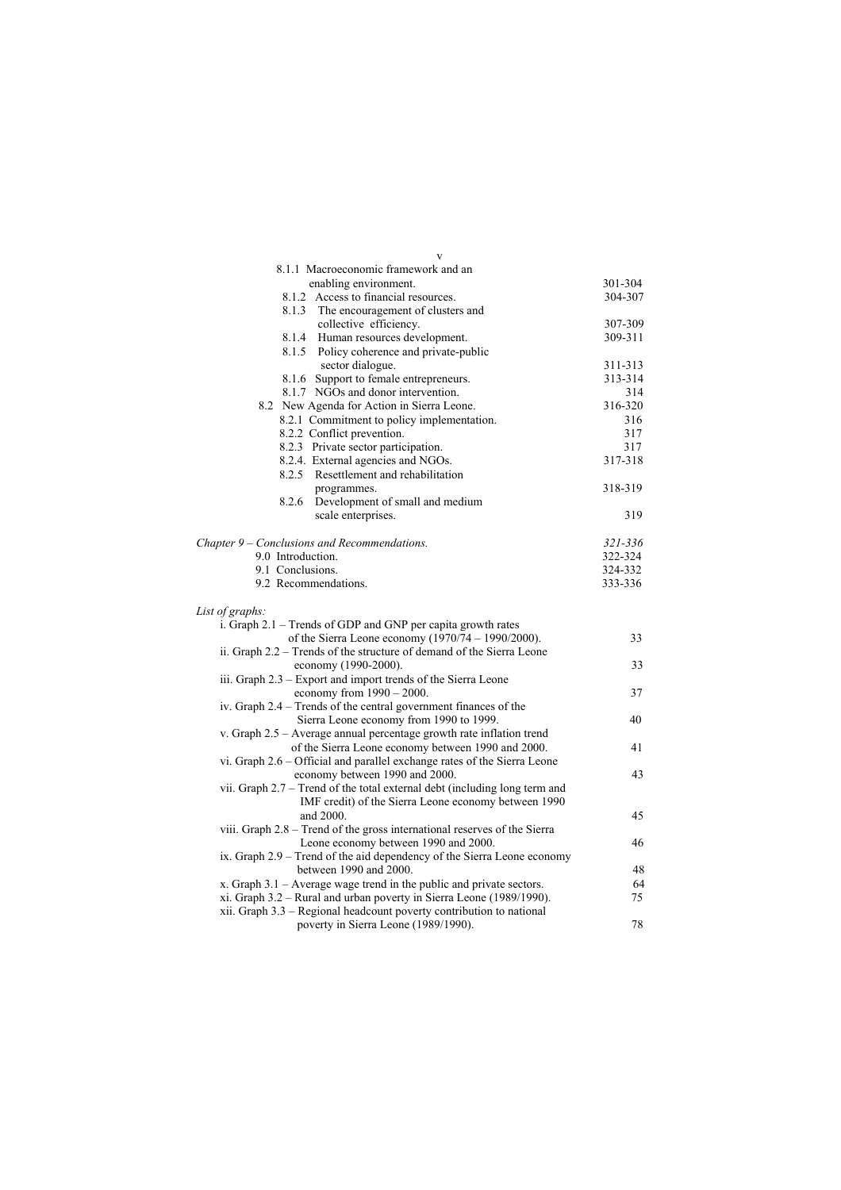| | |
|---|---|
| 8.1.1 Macroeconomic framework and an enabling environment. | 301-304 |
| 8.1.2 Access to financial resources. | 304-307 |
| 8.1.3 The encouragement of clusters and collective efficiency. | 307-309 |
| 8.1.4 Human resources development. | 309-311 |
| 8.1.5 Policy coherence and private-public sector dialogue. | 311-313 |
| 8.1.6 Support to female entrepreneurs. | 313-314 |
| 8.1.7 NGOs and donor intervention. | 314 |
| 8.2 New Agenda for Action in Sierra Leone. | 316-320 |
| 8.2.1 Commitment to policy implementation. | 316 |
| 8.2.2 Conflict prevention. | 317 |
| 8.2.3 Private sector participation. | 317 |
| 8.2.4. External agencies and NGOs. | 317-318 |
| 8.2.5 Resettlement and rehabilitation programmes. | 318-319 |
| 8.2.6 Development of small and medium scale enterprises. | 319 |
| *Chapter 9 – Conclusions and Recommendations.* | *321-336* |
| 9.0 Introduction. | 322-324 |
| 9.1 Conclusions. | 324-332 |
| 9.2 Recommendations. | 333-336 |

*List of graphs:*

| | |
|---|---|
| i. Graph 2.1 – Trends of GDP and GNP per capita growth rates of the Sierra Leone economy (1970/74 – 1990/2000). | 33 |
| ii. Graph 2.2 – Trends of the structure of demand of the Sierra Leone economy (1990-2000). | 33 |
| iii. Graph 2.3 – Export and import trends of the Sierra Leone economy from 1990 – 2000. | 37 |
| iv. Graph 2.4 – Trends of the central government finances of the Sierra Leone economy from 1990 to 1999. | 40 |
| v. Graph 2.5 – Average annual percentage growth rate inflation trend of the Sierra Leone economy between 1990 and 2000. | 41 |
| vi. Graph 2.6 – Official and parallel exchange rates of the Sierra Leone economy between 1990 and 2000. | 43 |
| vii. Graph 2.7 – Trend of the total external debt (including long term and IMF credit) of the Sierra Leone economy between 1990 and 2000. | 45 |
| viii. Graph 2.8 – Trend of the gross international reserves of the Sierra Leone economy between 1990 and 2000. | 46 |
| ix. Graph 2.9 – Trend of the aid dependency of the Sierra Leone economy between 1990 and 2000. | 48 |
| x. Graph 3.1 – Average wage trend in the public and private sectors. | 64 |
| xi. Graph 3.2 – Rural and urban poverty in Sierra Leone (1989/1990). | 75 |
| xii. Graph 3.3 – Regional headcount poverty contribution to national poverty in Sierra Leone (1989/1990). | 78 |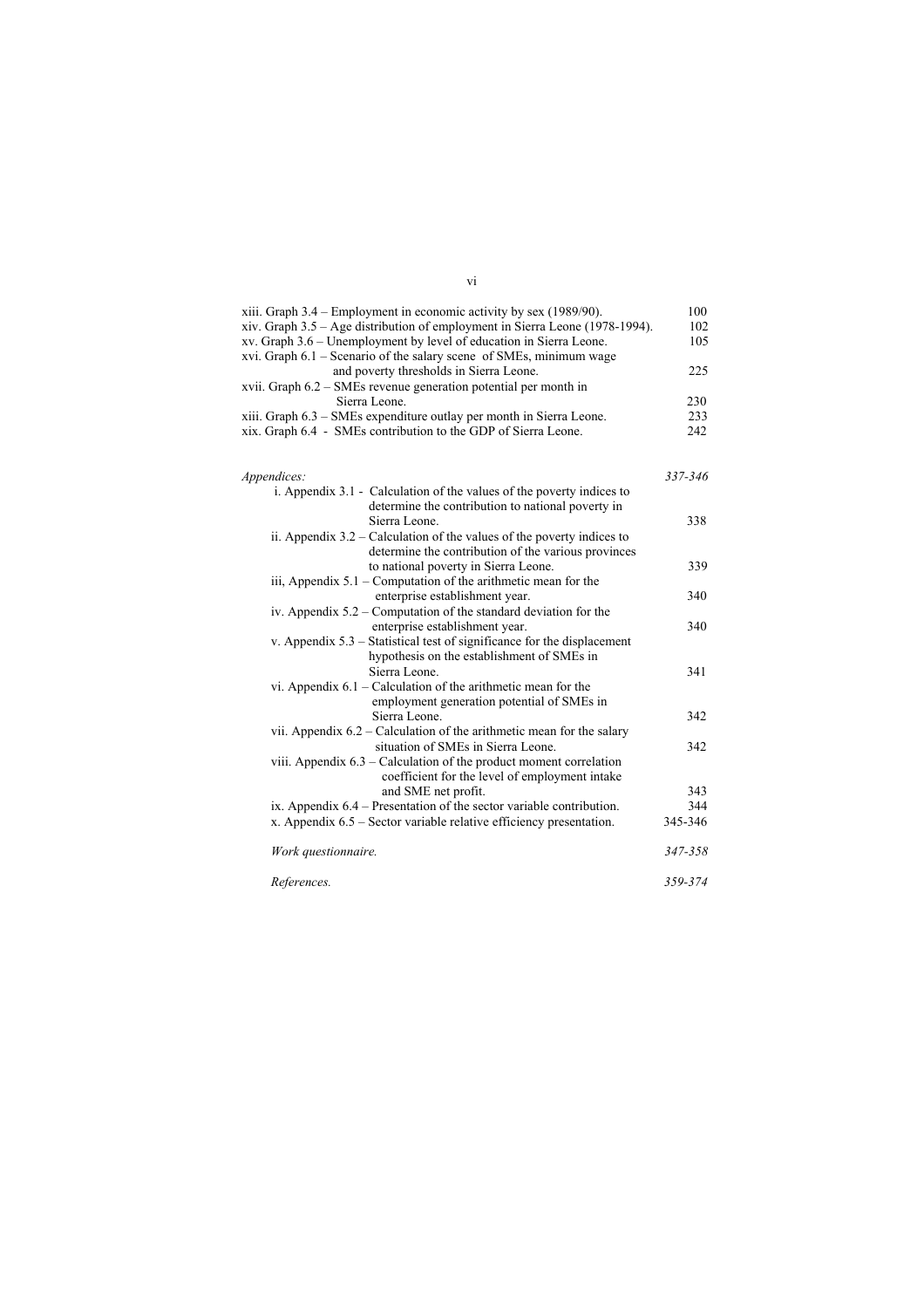xiii. Graph 3.4 – Employment in economic activity by sex (1989/90). 100
xiv. Graph 3.5 – Age distribution of employment in Sierra Leone (1978-1994). 102
xv. Graph 3.6 – Unemployment by level of education in Sierra Leone. 105
xvi. Graph 6.1 – Scenario of the salary scene of SMEs, minimum wage and poverty thresholds in Sierra Leone. 225
xvii. Graph 6.2 – SMEs revenue generation potential per month in Sierra Leone. 230
xiii. Graph 6.3 – SMEs expenditure outlay per month in Sierra Leone. 233
xix. Graph 6.4 - SMEs contribution to the GDP of Sierra Leone. 242

*Appendices:* *337-346*

i. Appendix 3.1 - Calculation of the values of the poverty indices to determine the contribution to national poverty in Sierra Leone. 338
ii. Appendix 3.2 – Calculation of the values of the poverty indices to determine the contribution of the various provinces to national poverty in Sierra Leone. 339
iii, Appendix 5.1 – Computation of the arithmetic mean for the enterprise establishment year. 340
iv. Appendix 5.2 – Computation of the standard deviation for the enterprise establishment year. 340
v. Appendix 5.3 – Statistical test of significance for the displacement hypothesis on the establishment of SMEs in Sierra Leone. 341
vi. Appendix 6.1 – Calculation of the arithmetic mean for the employment generation potential of SMEs in Sierra Leone. 342
vii. Appendix 6.2 – Calculation of the arithmetic mean for the salary situation of SMEs in Sierra Leone. 342
viii. Appendix 6.3 – Calculation of the product moment correlation coefficient for the level of employment intake and SME net profit. 343
ix. Appendix 6.4 – Presentation of the sector variable contribution. 344
x. Appendix 6.5 – Sector variable relative efficiency presentation. 345-346

*Work questionnaire.* *347-358*

*References.* *359-374*